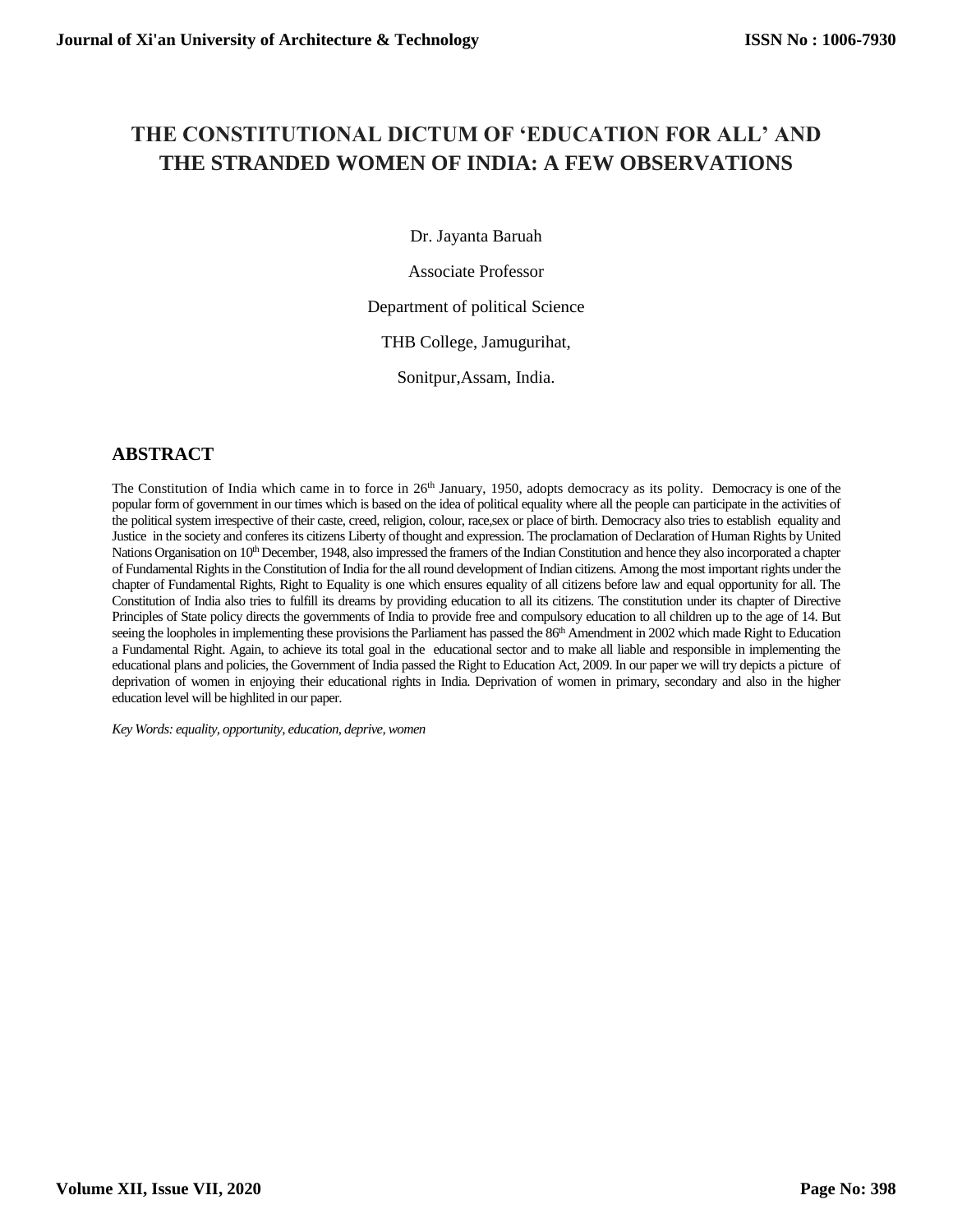# THE CONSTITUTIONAL DICTUM OF 'EDUCATION FOR ALL' AND THE STRANDED WOMEN OF INDIA: A FEW OBSERVATIONS

Dr. Jayanta Baruah

Associate Professor

Department of political Science

THB College, Jamugurihat,

Sonitpur,Assam, India.

## ABSTRACT

The Constitution of India which came in to force in 26th January, 1950, adopts democracy as its polity. Democracy is one of the popular form of government in our times which is based on the idea of political equality where all the people can participate in the activities of the political system irrespective of their caste, creed, religion, colour, race,sex or place of birth. Democracy also tries to establish equality and Justice in the society and conferes its citizens Liberty of thought and expression. The proclamation of Declaration of Human Rights by United Nations Organisation on 10th December, 1948, also impressed the framers of the Indian Constitution and hence they also incorporated a chapter of Fundamental Rights in the Constitution of India for the all round development of Indian citizens. Among the most important rights under the chapter of Fundamental Rights, Right to Equality is one which ensures equality of all citizens before law and equal opportunity for all. The Constitution of India also tries to fulfill its dreams by providing education to all its citizens. The constitution under its chapter of Directive Principles of State policy directs the governments of India to provide free and compulsory education to all children up to the age of 14. But seeing the loopholes in implementing these provisions the Parliament has passed the 86th Amendment in 2002 which made Right to Education a Fundamental Right. Again, to achieve its total goal in the educational sector and to make all liable and responsible in implementing the educational plans and policies, the Government of India passed the Right to Education Act, 2009. In our paper we will try depicts a picture of deprivation of women in enjoying their educational rights in India. Deprivation of women in primary, secondary and also in the higher education level will be highlited in our paper.

*Key Words: equality, opportunity, education, deprive, women*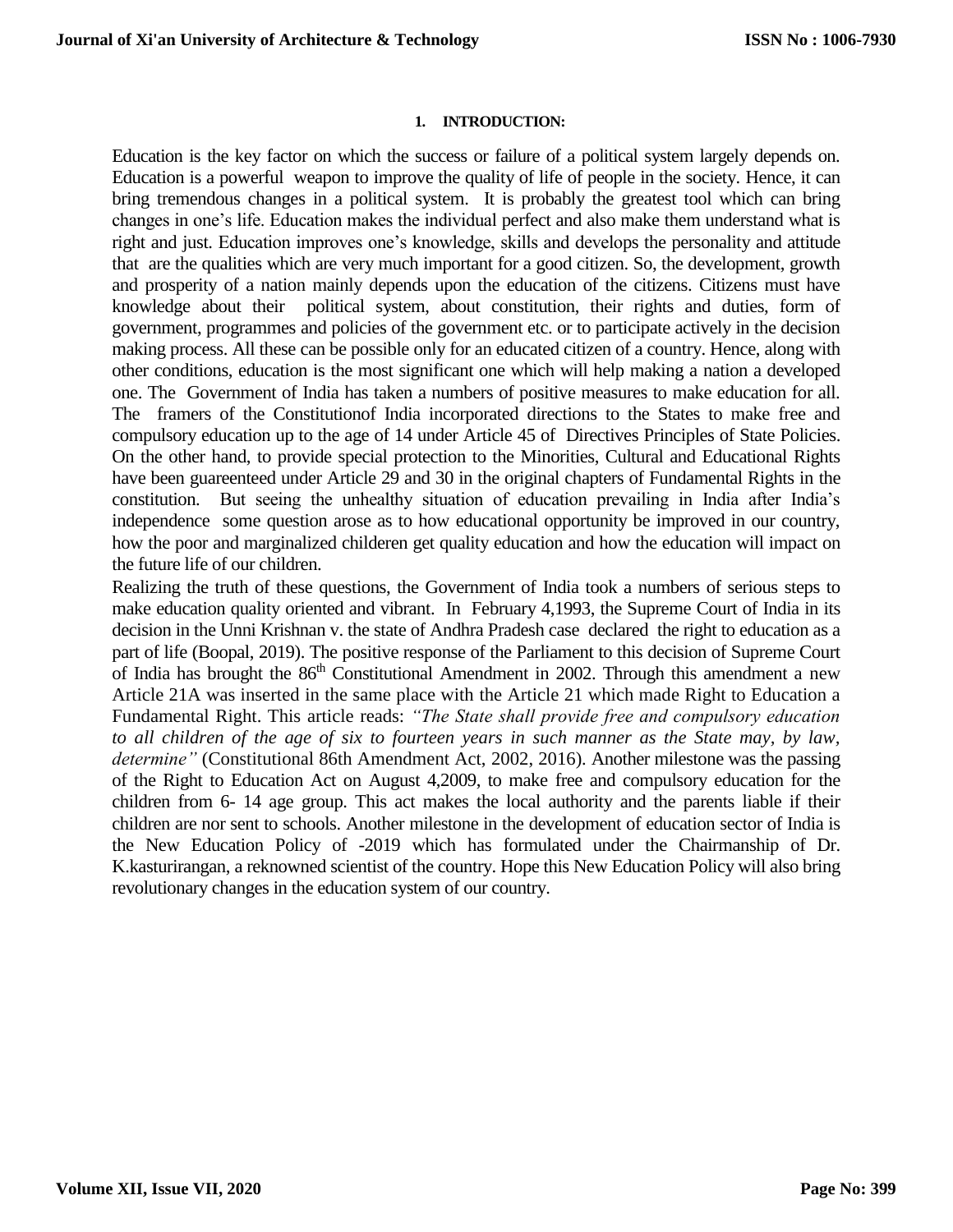## 1. INTRODUCTION:

Education is the key factor on which the success or failure of a political system largely depends on. Education is a powerful weapon to improve the quality of life of people in the society. Hence, it can bring tremendous changes in a political system. It is probably the greatest tool which can bring changes in one's life. Education makes the individual perfect and also make them understand what is right and just. Education improves one's knowledge, skills and develops the personality and attitude that are the qualities which are very much important for a good citizen. So, the development, growth and prosperity of a nation mainly depends upon the education of the citizens. Citizens must have knowledge about their political system, about constitution, their rights and duties, form of government, programmes and policies of the government etc. or to participate actively in the decision making process. All these can be possible only for an educated citizen of a country. Hence, along with other conditions, education is the most significant one which will help making a nation a developed one. The Government of India has taken a numbers of positive measures to make education for all. The framers of the Constitutionof India incorporated directions to the States to make free and compulsory education up to the age of 14 under Article 45 of Directives Principles of State Policies. On the other hand, to provide special protection to the Minorities, Cultural and Educational Rights have been guareenteed under Article 29 and 30 in the original chapters of Fundamental Rights in the constitution. But seeing the unhealthy situation of education prevailing in India after India's independence some question arose as to how educational opportunity be improved in our country, how the poor and marginalized childeren get quality education and how the education will impact on the future life of our children.

Realizing the truth of these questions, the Government of India took a numbers of serious steps to make education quality oriented and vibrant. In February 4,1993, the Supreme Court of India in its decision in the Unni Krishnan v. the state of Andhra Pradesh case declared the right to education as a part of life (Boopal, 2019). The positive response of the Parliament to this decision of Supreme Court of India has brought the 86th Constitutional Amendment in 2002. Through this amendment a new Article 21A was inserted in the same place with the Article 21 which made Right to Education a Fundamental Right. This article reads: *"The State shall provide free and compulsory education to all children of the age of six to fourteen years in such manner as the State may, by law, determine"* (Constitutional 86th Amendment Act, 2002, 2016). Another milestone was the passing of the Right to Education Act on August 4,2009, to make free and compulsory education for the children from 6- 14 age group. This act makes the local authority and the parents liable if their children are nor sent to schools. Another milestone in the development of education sector of India is the New Education Policy of -2019 which has formulated under the Chairmanship of Dr. K.kasturirangan, a reknowned scientist of the country. Hope this New Education Policy will also bring revolutionary changes in the education system of our country.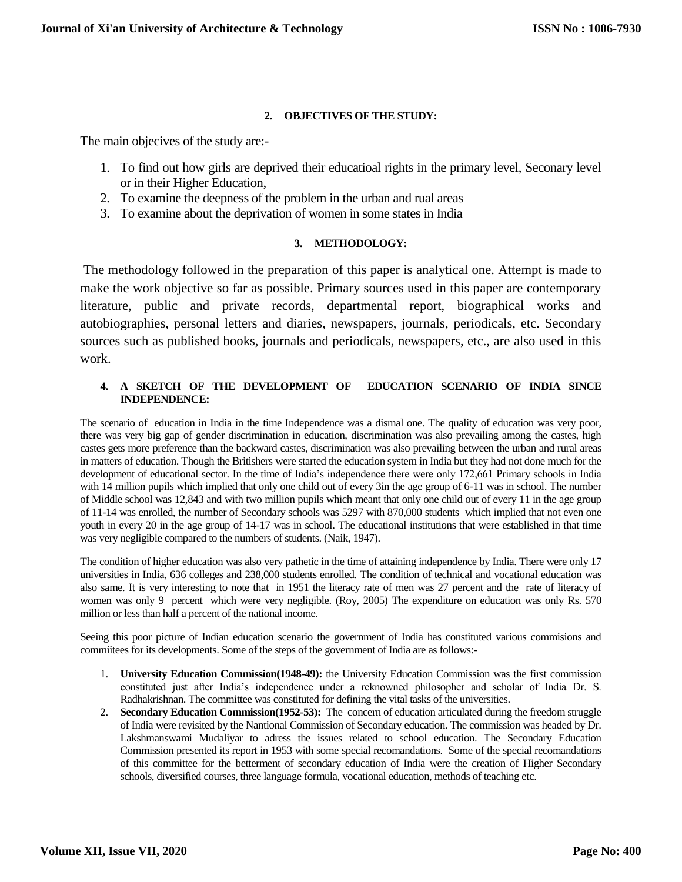## 2. OBJECTIVES OF THE STUDY:

The main objecives of the study are:-

1. To find out how girls are deprived their educatioal rights in the primary level, Seconary level or in their Higher Education,
2. To examine the deepness of the problem in the urban and rual areas
3. To examine about the deprivation of women in some states in India

## 3. METHODOLOGY:

The methodology followed in the preparation of this paper is analytical one. Attempt is made to make the work objective so far as possible. Primary sources used in this paper are contemporary literature, public and private records, departmental report, biographical works and autobiographies, personal letters and diaries, newspapers, journals, periodicals, etc. Secondary sources such as published books, journals and periodicals, newspapers, etc., are also used in this work.

## 4. A SKETCH OF THE DEVELOPMENT OF EDUCATION SCENARIO OF INDIA SINCE INDEPENDENCE:

The scenario of education in India in the time Independence was a dismal one. The quality of education was very poor, there was very big gap of gender discrimination in education, discrimination was also prevailing among the castes, high castes gets more preference than the backward castes, discrimination was also prevailing between the urban and rural areas in matters of education. Though the Britishers were started the education system in India but they had not done much for the development of educational sector. In the time of India's independence there were only 172,661 Primary schools in India with 14 million pupils which implied that only one child out of every 3in the age group of 6-11 was in school. The number of Middle school was 12,843 and with two million pupils which meant that only one child out of every 11 in the age group of 11-14 was enrolled, the number of Secondary schools was 5297 with 870,000 students which implied that not even one youth in every 20 in the age group of 14-17 was in school. The educational institutions that were established in that time was very negligible compared to the numbers of students. (Naik, 1947).

The condition of higher education was also very pathetic in the time of attaining independence by India. There were only 17 universities in India, 636 colleges and 238,000 students enrolled. The condition of technical and vocational education was also same. It is very interesting to note that in 1951 the literacy rate of men was 27 percent and the rate of literacy of women was only 9 percent which were very negligible. (Roy, 2005) The expenditure on education was only Rs. 570 million or less than half a percent of the national income.

Seeing this poor picture of Indian education scenario the government of India has constituted various commisions and commiitees for its developments. Some of the steps of the government of India are as follows:-

1. **University Education Commission(1948-49):** the University Education Commission was the first commission constituted just after India's independence under a reknowned philosopher and scholar of India Dr. S. Radhakrishnan. The committee was constituted for defining the vital tasks of the universities.
2. **Secondary Education Commission(1952-53):** The concern of education articulated during the freedom struggle of India were revisited by the Nantional Commission of Secondary education. The commission was headed by Dr. Lakshmanswami Mudaliyar to adress the issues related to school education. The Secondary Education Commission presented its report in 1953 with some special recomandations. Some of the special recomandations of this committee for the betterment of secondary education of India were the creation of Higher Secondary schools, diversified courses, three language formula, vocational education, methods of teaching etc.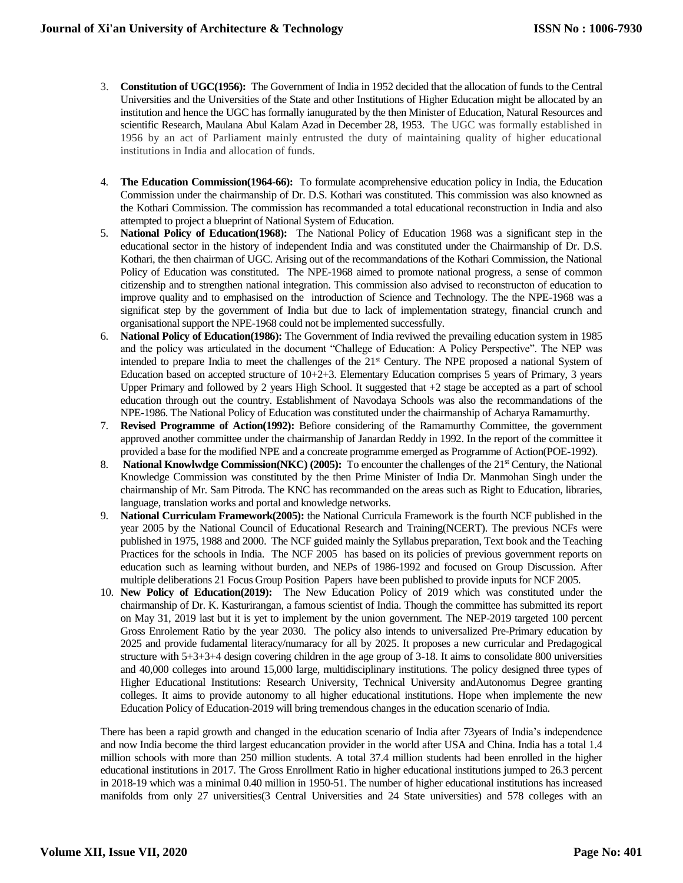3. **Constitution of UGC(1956):** The Government of India in 1952 decided that the allocation of funds to the Central Universities and the Universities of the State and other Institutions of Higher Education might be allocated by an institution and hence the UGC has formally ianugurated by the then Minister of Education, Natural Resources and scientific Research, Maulana Abul Kalam Azad in December 28, 1953. The UGC was formally established in 1956 by an act of Parliament mainly entrusted the duty of maintaining quality of higher educational institutions in India and allocation of funds.

4. **The Education Commission(1964-66):** To formulate acomprehensive education policy in India, the Education Commission under the chairmanship of Dr. D.S. Kothari was constituted. This commission was also knowned as the Kothari Commission. The commission has recommanded a total educational reconstruction in India and also attempted to project a blueprint of National System of Education.
5. **National Policy of Education(1968):** The National Policy of Education 1968 was a significant step in the educational sector in the history of independent India and was constituted under the Chairmanship of Dr. D.S. Kothari, the then chairman of UGC. Arising out of the recommandations of the Kothari Commission, the National Policy of Education was constituted. The NPE-1968 aimed to promote national progress, a sense of common citizenship and to strengthen national integration. This commission also advised to reconstructon of education to improve quality and to emphasised on the introduction of Science and Technology. The the NPE-1968 was a significat step by the government of India but due to lack of implementation strategy, financial crunch and organisational support the NPE-1968 could not be implemented successfully.
6. **National Policy of Education(1986):** The Government of India reviwed the prevailing education system in 1985 and the policy was articulated in the document "Challeg of Education: A Policy Perspective". The NEP was intended to prepare India to meet the challenges of the 21st Century. The NPE proposed a national System of Education based on accepted structure of 10+2+3. Elementary Education comprises 5 years of Primary, 3 years Upper Primary and followed by 2 years High School. It suggested that +2 stage be accepted as a part of school education through out the country. Establishment of Navodaya Schools was also the recommandations of the NPE-1986. The National Policy of Education was constituted under the chairmanship of Acharya Ramamurthy.
7. **Revised Programme of Action(1992):** Befiore considering of the Ramamurthy Committee, the government approved another committee under the chairmanship of Janardan Reddy in 1992. In the report of the committee it provided a base for the modified NPE and a concreate programme emerged as Programme of Action(POE-1992).
8. **National Knowlwdge Commission(NKC) (2005):** To encounter the challenges of the 21st Century, the National Knowledge Commission was constituted by the then Prime Minister of India Dr. Manmohan Singh under the chairmanship of Mr. Sam Pitroda. The KNC has recommanded on the areas such as Right to Education, libraries, language, translation works and portal and knowledge networks.
9. **National Curriculam Framework(2005):** the National Curricula Framework is the fourth NCF published in the year 2005 by the National Council of Educational Research and Training(NCERT). The previous NCFs were published in 1975, 1988 and 2000. The NCF guided mainly the Syllabus preparation, Text book and the Teaching Practices for the schools in India. The NCF 2005 has based on its policies of previous government reports on education such as learning without burden, and NEPs of 1986-1992 and focused on Group Discussion. After multiple deliberations 21 Focus Group Position Papers have been published to provide inputs for NCF 2005.
10. **New Policy of Education(2019):** The New Education Policy of 2019 which was constituted under the chairmanship of Dr. K. Kasturirangan, a famous scientist of India. Though the committee has submitted its report on May 31, 2019 last but it is yet to implement by the union government. The NEP-2019 targeted 100 percent Gross Enrolement Ratio by the year 2030. The policy also intends to universalized Pre-Primary education by 2025 and provide fudamental literacy/numaracy for all by 2025. It proposes a new curricular and Predagogical structure with 5+3+3+4 design covering children in the age group of 3-18. It aims to consolidate 800 universities and 40,000 colleges into around 15,000 large, multidisciplinary institutions. The policy designed three types of Higher Educational Institutions: Research University, Technical University andAutonomus Degree granting colleges. It aims to provide autonomy to all higher educational institutions. Hope when implemente the new Education Policy of Education-2019 will bring tremendous changes in the education scenario of India.

There has been a rapid growth and changed in the education scenario of India after 73years of India's independence and now India become the third largest educancation provider in the world after USA and China. India has a total 1.4 million schools with more than 250 million students. A total 37.4 million students had been enrolled in the higher educational institutions in 2017. The Gross Enrollment Ratio in higher educational institutions jumped to 26.3 percent in 2018-19 which was a minimal 0.40 million in 1950-51. The number of higher educational institutions has increased manifolds from only 27 universities(3 Central Universities and 24 State universities) and 578 colleges with an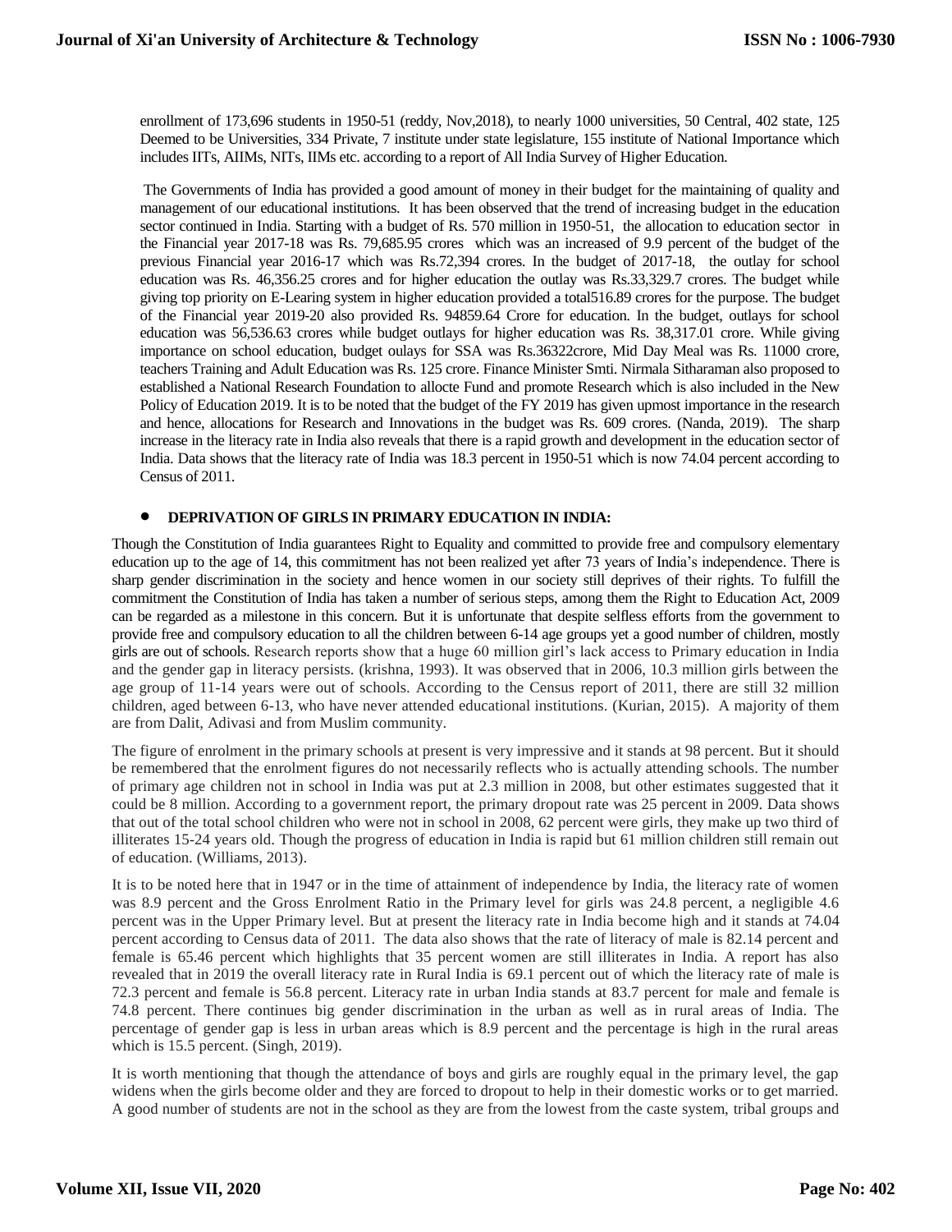enrollment of 173,696 students in 1950-51 (reddy, Nov,2018), to nearly 1000 universities, 50 Central, 402 state, 125 Deemed to be Universities, 334 Private, 7 institute under state legislature, 155 institute of National Importance which includes IITs, AIIMs, NITs, IIMs etc. according to a report of All India Survey of Higher Education.

The Governments of India has provided a good amount of money in their budget for the maintaining of quality and management of our educational institutions. It has been observed that the trend of increasing budget in the education sector continued in India. Starting with a budget of Rs. 570 million in 1950-51, the allocation to education sector in the Financial year 2017-18 was Rs. 79,685.95 crores which was an increased of 9.9 percent of the budget of the previous Financial year 2016-17 which was Rs.72,394 crores. In the budget of 2017-18, the outlay for school education was Rs. 46,356.25 crores and for higher education the outlay was Rs.33,329.7 crores. The budget while giving top priority on E-Learing system in higher education provided a total516.89 crores for the purpose. The budget of the Financial year 2019-20 also provided Rs. 94859.64 Crore for education. In the budget, outlays for school education was 56,536.63 crores while budget outlays for higher education was Rs. 38,317.01 crore. While giving importance on school education, budget oulays for SSA was Rs.36322crore, Mid Day Meal was Rs. 11000 crore, teachers Training and Adult Education was Rs. 125 crore. Finance Minister Smti. Nirmala Sitharaman also proposed to established a National Research Foundation to allocte Fund and promote Research which is also included in the New Policy of Education 2019. It is to be noted that the budget of the FY 2019 has given upmost importance in the research and hence, allocations for Research and Innovations in the budget was Rs. 609 crores. (Nanda, 2019). The sharp increase in the literacy rate in India also reveals that there is a rapid growth and development in the education sector of India. Data shows that the literacy rate of India was 18.3 percent in 1950-51 which is now 74.04 percent according to Census of 2011.

- **DEPRIVATION OF GIRLS IN PRIMARY EDUCATION IN INDIA:**

Though the Constitution of India guarantees Right to Equality and committed to provide free and compulsory elementary education up to the age of 14, this commitment has not been realized yet after 73 years of India's independence. There is sharp gender discrimination in the society and hence women in our society still deprives of their rights. To fulfill the commitment the Constitution of India has taken a number of serious steps, among them the Right to Education Act, 2009 can be regarded as a milestone in this concern. But it is unfortunate that despite selfless efforts from the government to provide free and compulsory education to all the children between 6-14 age groups yet a good number of children, mostly girls are out of schools. Research reports show that a huge 60 million girl's lack access to Primary education in India and the gender gap in literacy persists. (krishna, 1993). It was observed that in 2006, 10.3 million girls between the age group of 11-14 years were out of schools. According to the Census report of 2011, there are still 32 million children, aged between 6-13, who have never attended educational institutions. (Kurian, 2015). A majority of them are from Dalit, Adivasi and from Muslim community.

The figure of enrolment in the primary schools at present is very impressive and it stands at 98 percent. But it should be remembered that the enrolment figures do not necessarily reflects who is actually attending schools. The number of primary age children not in school in India was put at 2.3 million in 2008, but other estimates suggested that it could be 8 million. According to a government report, the primary dropout rate was 25 percent in 2009. Data shows that out of the total school children who were not in school in 2008, 62 percent were girls, they make up two third of illiterates 15-24 years old. Though the progress of education in India is rapid but 61 million children still remain out of education. (Williams, 2013).

It is to be noted here that in 1947 or in the time of attainment of independence by India, the literacy rate of women was 8.9 percent and the Gross Enrolment Ratio in the Primary level for girls was 24.8 percent, a negligible 4.6 percent was in the Upper Primary level. But at present the literacy rate in India become high and it stands at 74.04 percent according to Census data of 2011. The data also shows that the rate of literacy of male is 82.14 percent and female is 65.46 percent which highlights that 35 percent women are still illiterates in India. A report has also revealed that in 2019 the overall literacy rate in Rural India is 69.1 percent out of which the literacy rate of male is 72.3 percent and female is 56.8 percent. Literacy rate in urban India stands at 83.7 percent for male and female is 74.8 percent. There continues big gender discrimination in the urban as well as in rural areas of India. The percentage of gender gap is less in urban areas which is 8.9 percent and the percentage is high in the rural areas which is 15.5 percent. (Singh, 2019).

It is worth mentioning that though the attendance of boys and girls are roughly equal in the primary level, the gap widens when the girls become older and they are forced to dropout to help in their domestic works or to get married. A good number of students are not in the school as they are from the lowest from the caste system, tribal groups and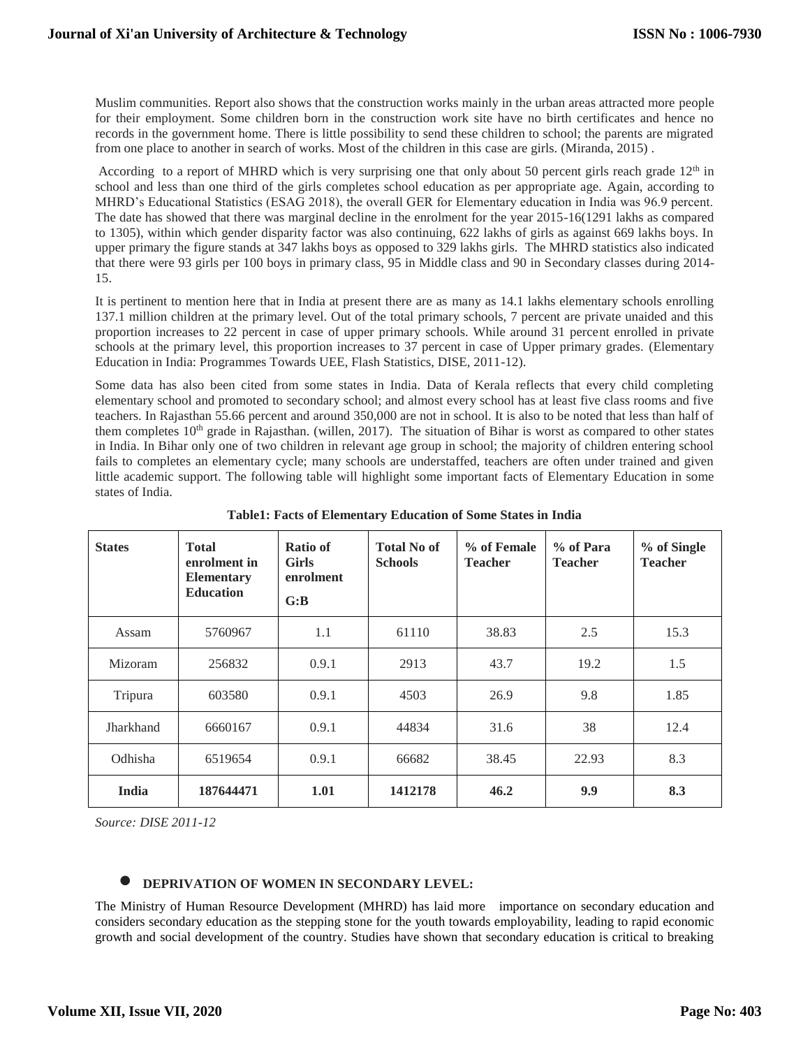Muslim communities. Report also shows that the construction works mainly in the urban areas attracted more people for their employment. Some children born in the construction work site have no birth certificates and hence no records in the government home. There is little possibility to send these children to school; the parents are migrated from one place to another in search of works. Most of the children in this case are girls. (Miranda, 2015) .

According to a report of MHRD which is very surprising one that only about 50 percent girls reach grade 12th in school and less than one third of the girls completes school education as per appropriate age. Again, according to MHRD's Educational Statistics (ESAG 2018), the overall GER for Elementary education in India was 96.9 percent. The date has showed that there was marginal decline in the enrolment for the year 2015-16(1291 lakhs as compared to 1305), within which gender disparity factor was also continuing, 622 lakhs of girls as against 669 lakhs boys. In upper primary the figure stands at 347 lakhs boys as opposed to 329 lakhs girls. The MHRD statistics also indicated that there were 93 girls per 100 boys in primary class, 95 in Middle class and 90 in Secondary classes during 2014-15.

It is pertinent to mention here that in India at present there are as many as 14.1 lakhs elementary schools enrolling 137.1 million children at the primary level. Out of the total primary schools, 7 percent are private unaided and this proportion increases to 22 percent in case of upper primary schools. While around 31 percent enrolled in private schools at the primary level, this proportion increases to 37 percent in case of Upper primary grades. (Elementary Education in India: Programmes Towards UEE, Flash Statistics, DISE, 2011-12).

Some data has also been cited from some states in India. Data of Kerala reflects that every child completing elementary school and promoted to secondary school; and almost every school has at least five class rooms and five teachers. In Rajasthan 55.66 percent and around 350,000 are not in school. It is also to be noted that less than half of them completes 10th grade in Rajasthan. (willen, 2017). The situation of Bihar is worst as compared to other states in India. In Bihar only one of two children in relevant age group in school; the majority of children entering school fails to completes an elementary cycle; many schools are understaffed, teachers are often under trained and given little academic support. The following table will highlight some important facts of Elementary Education in some states of India.

**Table1: Facts of Elementary Education of Some States in India**

| States | Total enrolment in Elementary Education | Ratio of Girls enrolment G:B | Total No of Schools | % of Female Teacher | % of Para Teacher | % of Single Teacher |
|---|---|---|---|---|---|---|
| Assam | 5760967 | 1.1 | 61110 | 38.83 | 2.5 | 15.3 |
| Mizoram | 256832 | 0.9.1 | 2913 | 43.7 | 19.2 | 1.5 |
| Tripura | 603580 | 0.9.1 | 4503 | 26.9 | 9.8 | 1.85 |
| Jharkhand | 6660167 | 0.9.1 | 44834 | 31.6 | 38 | 12.4 |
| Odhisha | 6519654 | 0.9.1 | 66682 | 38.45 | 22.93 | 8.3 |
| **India** | **187644471** | **1.01** | **1412178** | **46.2** | **9.9** | **8.3** |

*Source: DISE 2011-12*

- **DEPRIVATION OF WOMEN IN SECONDARY LEVEL:**

The Ministry of Human Resource Development (MHRD) has laid more importance on secondary education and considers secondary education as the stepping stone for the youth towards employability, leading to rapid economic growth and social development of the country. Studies have shown that secondary education is critical to breaking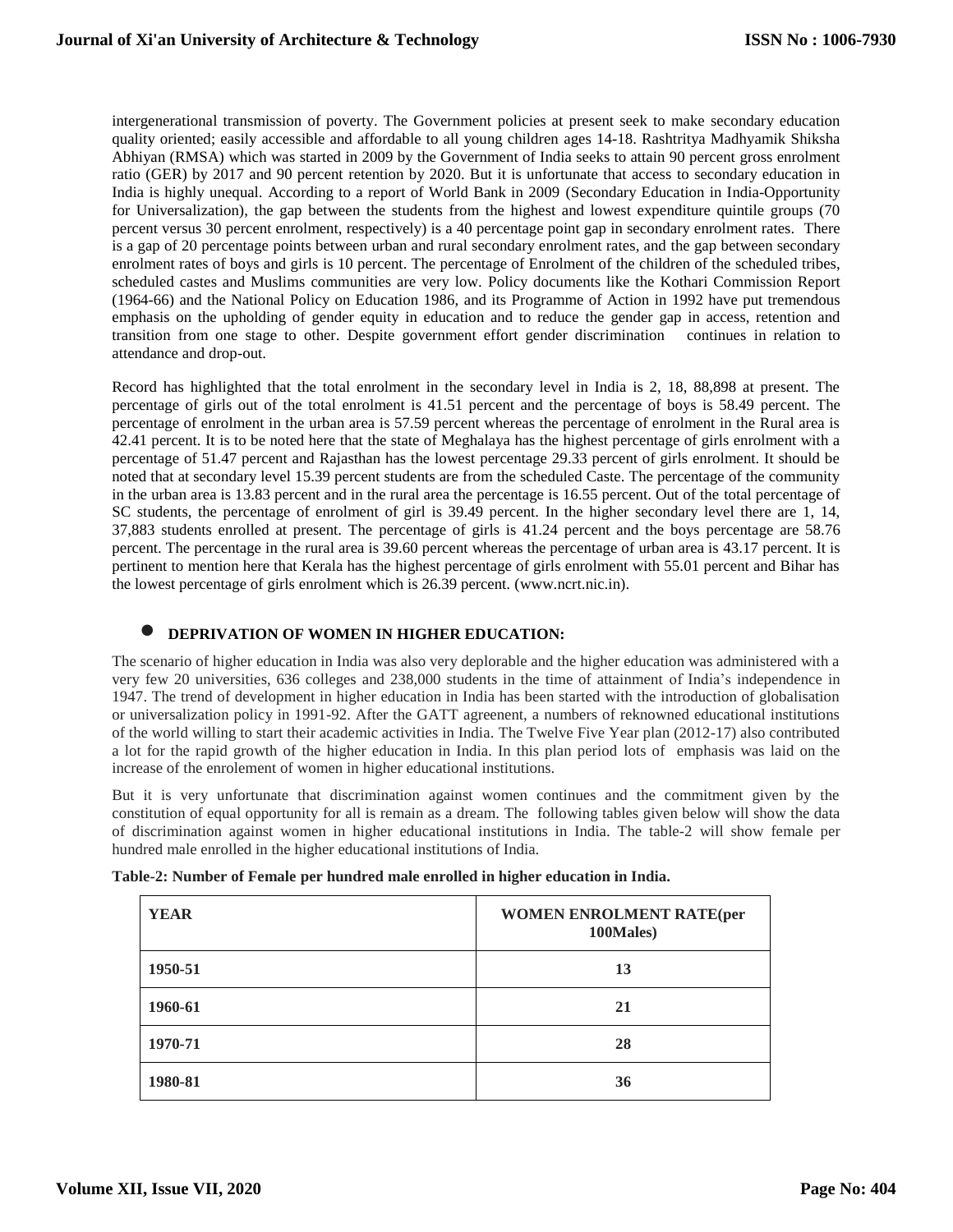intergenerational transmission of poverty. The Government policies at present seek to make secondary education quality oriented; easily accessible and affordable to all young children ages 14-18. Rashtritya Madhyamik Shiksha Abhiyan (RMSA) which was started in 2009 by the Government of India seeks to attain 90 percent gross enrolment ratio (GER) by 2017 and 90 percent retention by 2020. But it is unfortunate that access to secondary education in India is highly unequal. According to a report of World Bank in 2009 (Secondary Education in India-Opportunity for Universalization), the gap between the students from the highest and lowest expenditure quintile groups (70 percent versus 30 percent enrolment, respectively) is a 40 percentage point gap in secondary enrolment rates. There is a gap of 20 percentage points between urban and rural secondary enrolment rates, and the gap between secondary enrolment rates of boys and girls is 10 percent. The percentage of Enrolment of the children of the scheduled tribes, scheduled castes and Muslims communities are very low. Policy documents like the Kothari Commission Report (1964-66) and the National Policy on Education 1986, and its Programme of Action in 1992 have put tremendous emphasis on the upholding of gender equity in education and to reduce the gender gap in access, retention and transition from one stage to other. Despite government effort gender discrimination continues in relation to attendance and drop-out.

Record has highlighted that the total enrolment in the secondary level in India is 2, 18, 88,898 at present. The percentage of girls out of the total enrolment is 41.51 percent and the percentage of boys is 58.49 percent. The percentage of enrolment in the urban area is 57.59 percent whereas the percentage of enrolment in the Rural area is 42.41 percent. It is to be noted here that the state of Meghalaya has the highest percentage of girls enrolment with a percentage of 51.47 percent and Rajasthan has the lowest percentage 29.33 percent of girls enrolment. It should be noted that at secondary level 15.39 percent students are from the scheduled Caste. The percentage of the community in the urban area is 13.83 percent and in the rural area the percentage is 16.55 percent. Out of the total percentage of SC students, the percentage of enrolment of girl is 39.49 percent. In the higher secondary level there are 1, 14, 37,883 students enrolled at present. The percentage of girls is 41.24 percent and the boys percentage are 58.76 percent. The percentage in the rural area is 39.60 percent whereas the percentage of urban area is 43.17 percent. It is pertinent to mention here that Kerala has the highest percentage of girls enrolment with 55.01 percent and Bihar has the lowest percentage of girls enrolment which is 26.39 percent. (www.ncrt.nic.in).

- **DEPRIVATION OF WOMEN IN HIGHER EDUCATION:**

The scenario of higher education in India was also very deplorable and the higher education was administered with a very few 20 universities, 636 colleges and 238,000 students in the time of attainment of India's independence in 1947. The trend of development in higher education in India has been started with the introduction of globalisation or universalization policy in 1991-92. After the GATT agreenent, a numbers of reknowned educational institutions of the world willing to start their academic activities in India. The Twelve Five Year plan (2012-17) also contributed a lot for the rapid growth of the higher education in India. In this plan period lots of emphasis was laid on the increase of the enrolement of women in higher educational institutions.

But it is very unfortunate that discrimination against women continues and the commitment given by the constitution of equal opportunity for all is remain as a dream. The following tables given below will show the data of discrimination against women in higher educational institutions in India. The table-2 will show female per hundred male enrolled in the higher educational institutions of India.

**Table-2: Number of Female per hundred male enrolled in higher education in India.**

| YEAR | WOMEN ENROLMENT RATE(per 100Males) |
|---|---|
| 1950-51 | 13 |
| 1960-61 | 21 |
| 1970-71 | 28 |
| 1980-81 | 36 |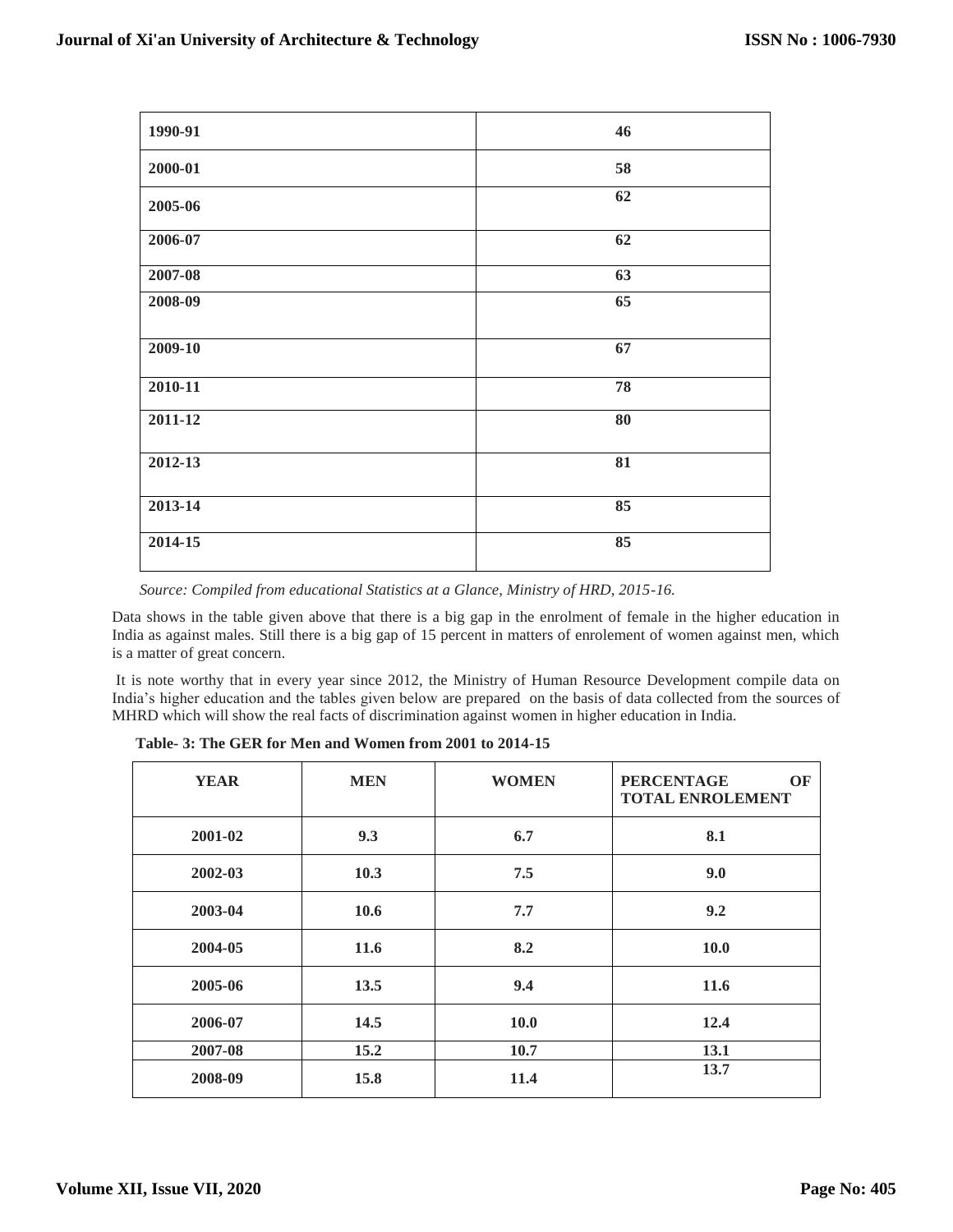| 1990-91 | 46 |
|---|---|
| 2000-01 | 58 |
| 2005-06 | 62 |
| 2006-07 | 62 |
| 2007-08 | 63 |
| 2008-09 | 65 |
| 2009-10 | 67 |
| 2010-11 | 78 |
| 2011-12 | 80 |
| 2012-13 | 81 |
| 2013-14 | 85 |
| 2014-15 | 85 |

*Source: Compiled from educational Statistics at a Glance, Ministry of HRD, 2015-16.*

Data shows in the table given above that there is a big gap in the enrolment of female in the higher education in India as against males. Still there is a big gap of 15 percent in matters of enrolement of women against men, which is a matter of great concern.

It is note worthy that in every year since 2012, the Ministry of Human Resource Development compile data on India's higher education and the tables given below are prepared on the basis of data collected from the sources of MHRD which will show the real facts of discrimination against women in higher education in India.

**Table- 3: The GER for Men and Women from 2001 to 2014-15**

| YEAR | MEN | WOMEN | PERCENTAGE OF TOTAL ENROLEMENT |
|---|---|---|---|
| 2001-02 | 9.3 | 6.7 | 8.1 |
| 2002-03 | 10.3 | 7.5 | 9.0 |
| 2003-04 | 10.6 | 7.7 | 9.2 |
| 2004-05 | 11.6 | 8.2 | 10.0 |
| 2005-06 | 13.5 | 9.4 | 11.6 |
| 2006-07 | 14.5 | 10.0 | 12.4 |
| 2007-08 | 15.2 | 10.7 | 13.1 |
| 2008-09 | 15.8 | 11.4 | 13.7 |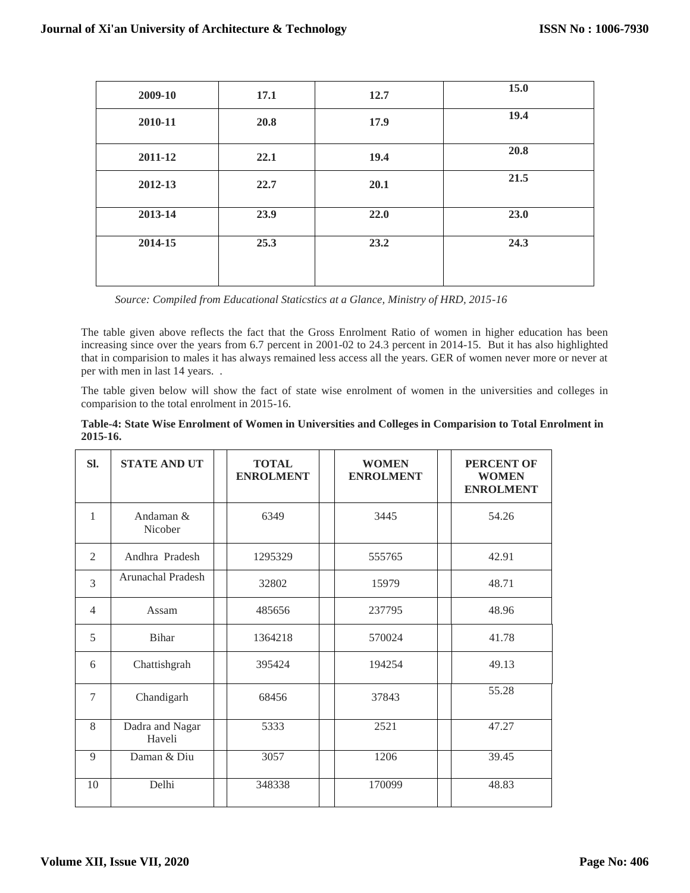| 2009-10 | 17.1 | 12.7 | 15.0 |
|---|---|---|---|
| 2010-11 | 20.8 | 17.9 | 19.4 |
| 2011-12 | 22.1 | 19.4 | 20.8 |
| 2012-13 | 22.7 | 20.1 | 21.5 |
| 2013-14 | 23.9 | 22.0 | 23.0 |
| 2014-15 | 25.3 | 23.2 | 24.3 |

*Source: Compiled from Educational Staticstics at a Glance, Ministry of HRD, 2015-16*

The table given above reflects the fact that the Gross Enrolment Ratio of women in higher education has been increasing since over the years from 6.7 percent in 2001-02 to 24.3 percent in 2014-15. But it has also highlighted that in comparision to males it has always remained less access all the years. GER of women never more or never at per with men in last 14 years. .

The table given below will show the fact of state wise enrolment of women in the universities and colleges in comparision to the total enrolment in 2015-16.

**Table-4: State Wise Enrolment of Women in Universities and Colleges in Comparision to Total Enrolment in 2015-16.**

| Sl. | STATE AND UT | TOTAL ENROLMENT | WOMEN ENROLMENT | PERCENT OF WOMEN ENROLMENT |
|---|---|---|---|---|
| 1 | Andaman & Nicober | 6349 | 3445 | 54.26 |
| 2 | Andhra Pradesh | 1295329 | 555765 | 42.91 |
| 3 | Arunachal Pradesh | 32802 | 15979 | 48.71 |
| 4 | Assam | 485656 | 237795 | 48.96 |
| 5 | Bihar | 1364218 | 570024 | 41.78 |
| 6 | Chattishgrah | 395424 | 194254 | 49.13 |
| 7 | Chandigarh | 68456 | 37843 | 55.28 |
| 8 | Dadra and Nagar Haveli | 5333 | 2521 | 47.27 |
| 9 | Daman & Diu | 3057 | 1206 | 39.45 |
| 10 | Delhi | 348338 | 170099 | 48.83 |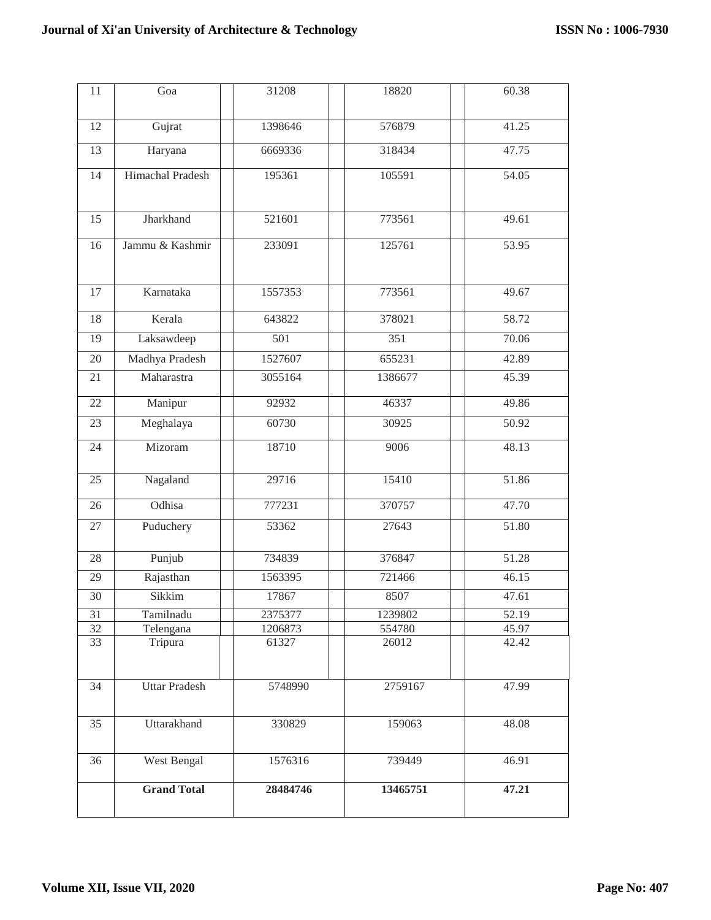| 11 | Goa | 31208 | 18820 | 60.38 |
|---|---|---|---|---|
| 12 | Gujrat | 1398646 | 576879 | 41.25 |
| 13 | Haryana | 6669336 | 318434 | 47.75 |
| 14 | Himachal Pradesh | 195361 | 105591 | 54.05 |
| 15 | Jharkhand | 521601 | 773561 | 49.61 |
| 16 | Jammu & Kashmir | 233091 | 125761 | 53.95 |
| 17 | Karnataka | 1557353 | 773561 | 49.67 |
| 18 | Kerala | 643822 | 378021 | 58.72 |
| 19 | Laksawdeep | 501 | 351 | 70.06 |
| 20 | Madhya Pradesh | 1527607 | 655231 | 42.89 |
| 21 | Maharastra | 3055164 | 1386677 | 45.39 |
| 22 | Manipur | 92932 | 46337 | 49.86 |
| 23 | Meghalaya | 60730 | 30925 | 50.92 |
| 24 | Mizoram | 18710 | 9006 | 48.13 |
| 25 | Nagaland | 29716 | 15410 | 51.86 |
| 26 | Odhisa | 777231 | 370757 | 47.70 |
| 27 | Puduchery | 53362 | 27643 | 51.80 |
| 28 | Punjub | 734839 | 376847 | 51.28 |
| 29 | Rajasthan | 1563395 | 721466 | 46.15 |
| 30 | Sikkim | 17867 | 8507 | 47.61 |
| 31 | Tamilnadu | 2375377 | 1239802 | 52.19 |
| 32 | Telengana | 1206873 | 554780 | 45.97 |
| 33 | Tripura | 61327 | 26012 | 42.42 |
| 34 | Uttar Pradesh | 5748990 | 2759167 | 47.99 |
| 35 | Uttarakhand | 330829 | 159063 | 48.08 |
| 36 | West Bengal | 1576316 | 739449 | 46.91 |
| | **Grand Total** | **28484746** | **13465751** | **47.21** |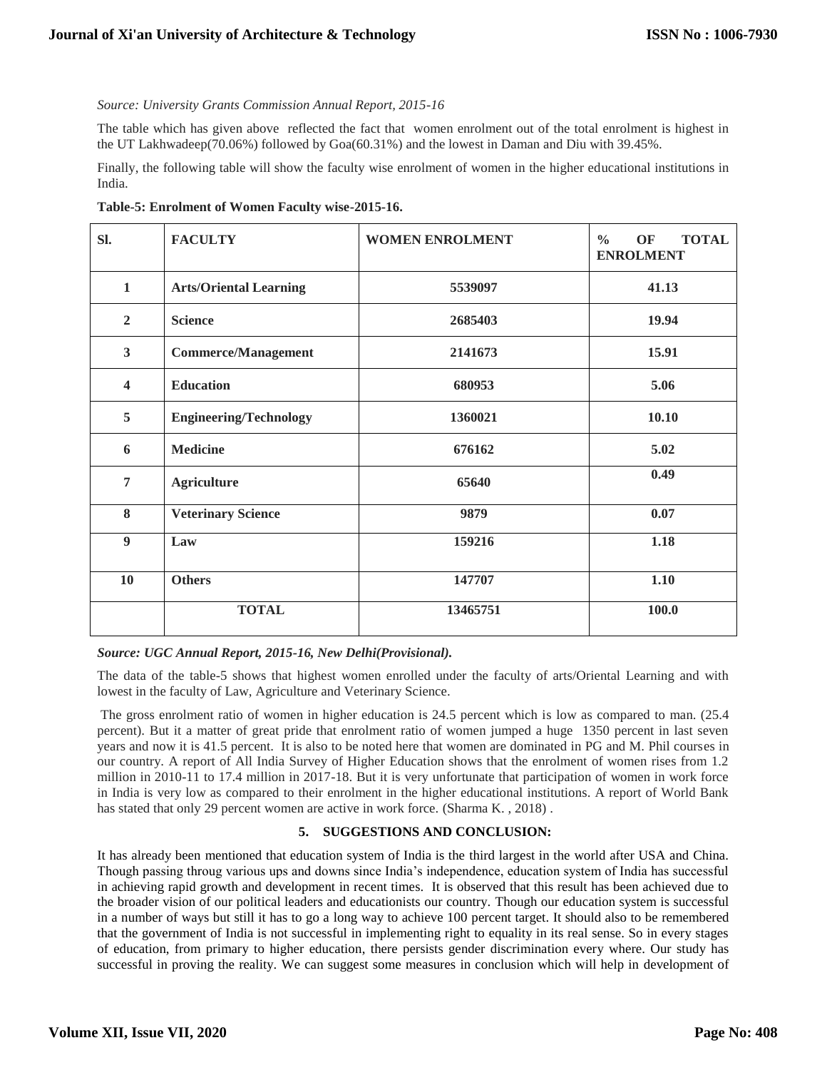*Source: University Grants Commission Annual Report, 2015-16*

The table which has given above reflected the fact that women enrolment out of the total enrolment is highest in the UT Lakhwadeep(70.06%) followed by Goa(60.31%) and the lowest in Daman and Diu with 39.45%.

Finally, the following table will show the faculty wise enrolment of women in the higher educational institutions in India.

**Table-5: Enrolment of Women Faculty wise-2015-16.**

| Sl. | FACULTY | WOMEN ENROLMENT | % OF TOTAL ENROLMENT |
|---|---|---|---|
| 1 | Arts/Oriental Learning | 5539097 | 41.13 |
| 2 | Science | 2685403 | 19.94 |
| 3 | Commerce/Management | 2141673 | 15.91 |
| 4 | Education | 680953 | 5.06 |
| 5 | Engineering/Technology | 1360021 | 10.10 |
| 6 | Medicine | 676162 | 5.02 |
| 7 | Agriculture | 65640 | 0.49 |
| 8 | Veterinary Science | 9879 | 0.07 |
| 9 | Law | 159216 | 1.18 |
| 10 | Others | 147707 | 1.10 |
| | TOTAL | 13465751 | 100.0 |

***Source: UGC Annual Report, 2015-16, New Delhi(Provisional).***

The data of the table-5 shows that highest women enrolled under the faculty of arts/Oriental Learning and with lowest in the faculty of Law, Agriculture and Veterinary Science.

The gross enrolment ratio of women in higher education is 24.5 percent which is low as compared to man. (25.4 percent). But it a matter of great pride that enrolment ratio of women jumped a huge 1350 percent in last seven years and now it is 41.5 percent. It is also to be noted here that women are dominated in PG and M. Phil courses in our country. A report of All India Survey of Higher Education shows that the enrolment of women rises from 1.2 million in 2010-11 to 17.4 million in 2017-18. But it is very unfortunate that participation of women in work force in India is very low as compared to their enrolment in the higher educational institutions. A report of World Bank has stated that only 29 percent women are active in work force. (Sharma K. , 2018) .

## 5. SUGGESTIONS AND CONCLUSION:

It has already been mentioned that education system of India is the third largest in the world after USA and China. Though passing throug various ups and downs since India's independence, education system of India has successful in achieving rapid growth and development in recent times. It is observed that this result has been achieved due to the broader vision of our political leaders and educationists our country. Though our education system is successful in a number of ways but still it has to go a long way to achieve 100 percent target. It should also to be remembered that the government of India is not successful in implementing right to equality in its real sense. So in every stages of education, from primary to higher education, there persists gender discrimination every where. Our study has successful in proving the reality. We can suggest some measures in conclusion which will help in development of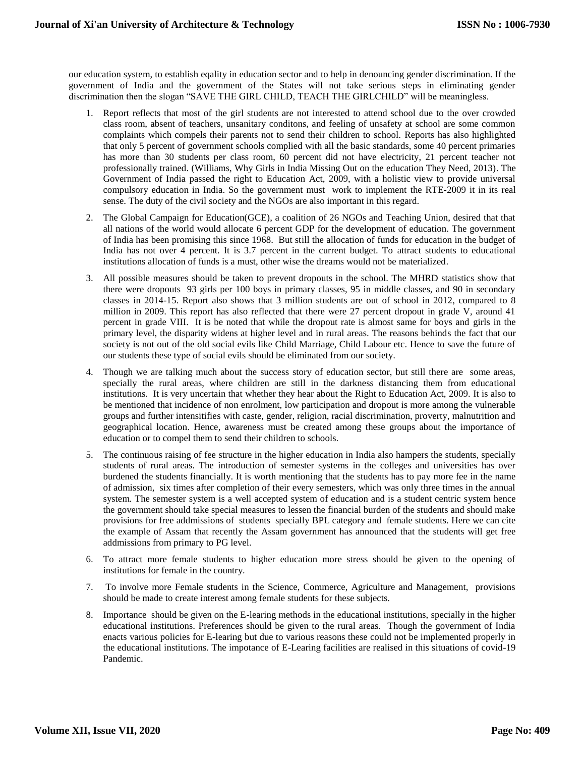our education system, to establish eqality in education sector and to help in denouncing gender discrimination. If the government of India and the government of the States will not take serious steps in eliminating gender discrimination then the slogan "SAVE THE GIRL CHILD, TEACH THE GIRLCHILD" will be meaningless.

1. Report reflects that most of the girl students are not interested to attend school due to the over crowded class room, absent of teachers, unsanitary conditons, and feeling of unsafety at school are some common complaints which compels their parents not to send their children to school. Reports has also highlighted that only 5 percent of government schools complied with all the basic standards, some 40 percent primaries has more than 30 students per class room, 60 percent did not have electricity, 21 percent teacher not professionally trained. (Williams, Why Girls in India Missing Out on the education They Need, 2013). The Government of India passed the right to Education Act, 2009, with a holistic view to provide universal compulsory education in India. So the government must work to implement the RTE-2009 it in its real sense. The duty of the civil society and the NGOs are also important in this regard.

2. The Global Campaign for Education(GCE), a coalition of 26 NGOs and Teaching Union, desired that that all nations of the world would allocate 6 percent GDP for the development of education. The government of India has been promising this since 1968. But still the allocation of funds for education in the budget of India has not over 4 percent. It is 3.7 percent in the current budget. To attract students to educational institutions allocation of funds is a must, other wise the dreams would not be materialized.

3. All possible measures should be taken to prevent dropouts in the school. The MHRD statistics show that there were dropouts 93 girls per 100 boys in primary classes, 95 in middle classes, and 90 in secondary classes in 2014-15. Report also shows that 3 million students are out of school in 2012, compared to 8 million in 2009. This report has also reflected that there were 27 percent dropout in grade V, around 41 percent in grade VIII. It is be noted that while the dropout rate is almost same for boys and girls in the primary level, the disparity widens at higher level and in rural areas. The reasons behinds the fact that our society is not out of the old social evils like Child Marriage, Child Labour etc. Hence to save the future of our students these type of social evils should be eliminated from our society.

4. Though we are talking much about the success story of education sector, but still there are some areas, specially the rural areas, where children are still in the darkness distancing them from educational institutions. It is very uncertain that whether they hear about the Right to Education Act, 2009. It is also to be mentioned that incidence of non enrolment, low participation and dropout is more among the vulnerable groups and further intensitifies with caste, gender, religion, racial discrimination, proverty, malnutrition and geographical location. Hence, awareness must be created among these groups about the importance of education or to compel them to send their children to schools.

5. The continuous raising of fee structure in the higher education in India also hampers the students, specially students of rural areas. The introduction of semester systems in the colleges and universities has over burdened the students financially. It is worth mentioning that the students has to pay more fee in the name of admission, six times after completion of their every semesters, which was only three times in the annual system. The semester system is a well accepted system of education and is a student centric system hence the government should take special measures to lessen the financial burden of the students and should make provisions for free addmissions of students specially BPL category and female students. Here we can cite the example of Assam that recently the Assam government has announced that the students will get free addmissions from primary to PG level.

6. To attract more female students to higher education more stress should be given to the opening of institutions for female in the country.

7. To involve more Female students in the Science, Commerce, Agriculture and Management, provisions should be made to create interest among female students for these subjects.

8. Importance should be given on the E-learing methods in the educational institutions, specially in the higher educational institutions. Preferences should be given to the rural areas. Though the government of India enacts various policies for E-learing but due to various reasons these could not be implemented properly in the educational institutions. The impotance of E-Learing facilities are realised in this situations of covid-19 Pandemic.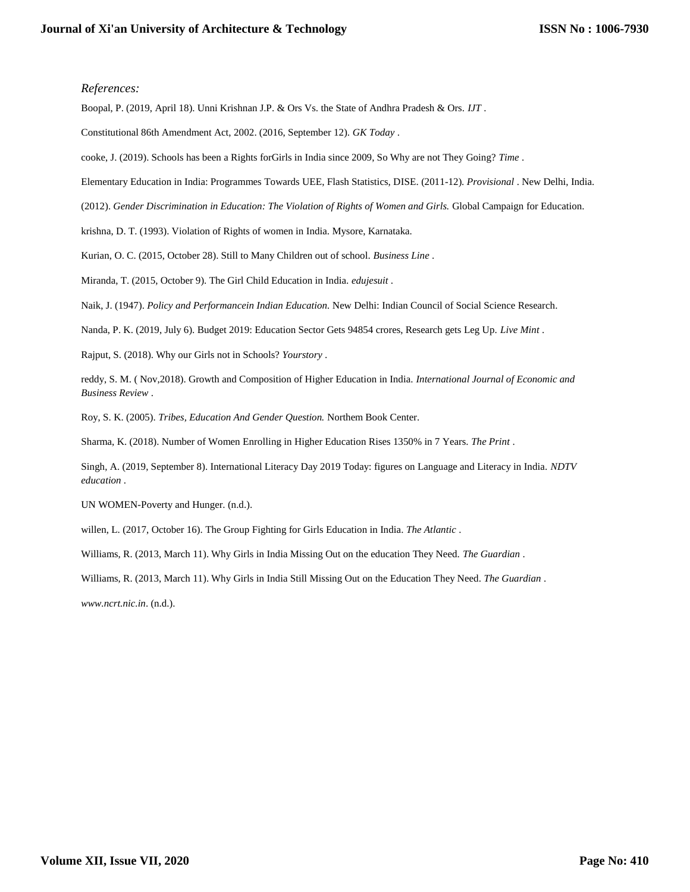*References:*

Boopal, P. (2019, April 18). Unni Krishnan J.P. & Ors Vs. the State of Andhra Pradesh & Ors. *IJT* .

Constitutional 86th Amendment Act, 2002. (2016, September 12). *GK Today* .

cooke, J. (2019). Schools has been a Rights forGirls in India since 2009, So Why are not They Going? *Time* .

Elementary Education in India: Programmes Towards UEE, Flash Statistics, DISE. (2011-12). *Provisional* . New Delhi, India.

(2012). *Gender Discrimination in Education: The Violation of Rights of Women and Girls.* Global Campaign for Education.

krishna, D. T. (1993). Violation of Rights of women in India. Mysore, Karnataka.

Kurian, O. C. (2015, October 28). Still to Many Children out of school. *Business Line* .

Miranda, T. (2015, October 9). The Girl Child Education in India. *edujesuit* .

Naik, J. (1947). *Policy and Performancein Indian Education.* New Delhi: Indian Council of Social Science Research.

Nanda, P. K. (2019, July 6). Budget 2019: Education Sector Gets 94854 crores, Research gets Leg Up. *Live Mint* .

Rajput, S. (2018). Why our Girls not in Schools? *Yourstory* .

reddy, S. M. ( Nov,2018). Growth and Composition of Higher Education in India. *International Journal of Economic and Business Review* .

Roy, S. K. (2005). *Tribes, Education And Gender Question.* Northem Book Center.

Sharma, K. (2018). Number of Women Enrolling in Higher Education Rises 1350% in 7 Years. *The Print* .

Singh, A. (2019, September 8). International Literacy Day 2019 Today: figures on Language and Literacy in India. *NDTV education* .

UN WOMEN-Poverty and Hunger. (n.d.).

willen, L. (2017, October 16). The Group Fighting for Girls Education in India. *The Atlantic* .

Williams, R. (2013, March 11). Why Girls in India Missing Out on the education They Need. *The Guardian* .

Williams, R. (2013, March 11). Why Girls in India Still Missing Out on the Education They Need. *The Guardian* .

*www.ncrt.nic.in*. (n.d.).